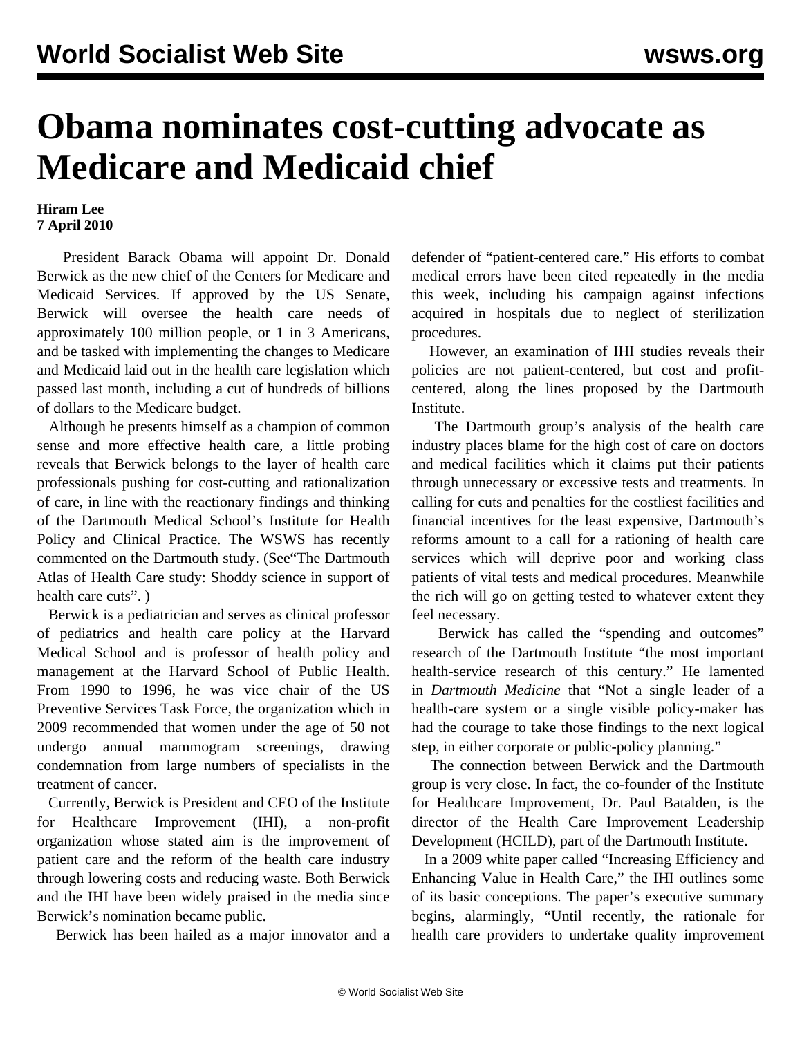# Obama nominates cost-cutting advocate as Medicare and Medicaid chief

**Hiram Lee**
**7 April 2010**

President Barack Obama will appoint Dr. Donald Berwick as the new chief of the Centers for Medicare and Medicaid Services. If approved by the US Senate, Berwick will oversee the health care needs of approximately 100 million people, or 1 in 3 Americans, and be tasked with implementing the changes to Medicare and Medicaid laid out in the health care legislation which passed last month, including a cut of hundreds of billions of dollars to the Medicare budget.

Although he presents himself as a champion of common sense and more effective health care, a little probing reveals that Berwick belongs to the layer of health care professionals pushing for cost-cutting and rationalization of care, in line with the reactionary findings and thinking of the Dartmouth Medical School's Institute for Health Policy and Clinical Practice. The WSWS has recently commented on the Dartmouth study. (See"The Dartmouth Atlas of Health Care study: Shoddy science in support of health care cuts". )

Berwick is a pediatrician and serves as clinical professor of pediatrics and health care policy at the Harvard Medical School and is professor of health policy and management at the Harvard School of Public Health. From 1990 to 1996, he was vice chair of the US Preventive Services Task Force, the organization which in 2009 recommended that women under the age of 50 not undergo annual mammogram screenings, drawing condemnation from large numbers of specialists in the treatment of cancer.

Currently, Berwick is President and CEO of the Institute for Healthcare Improvement (IHI), a non-profit organization whose stated aim is the improvement of patient care and the reform of the health care industry through lowering costs and reducing waste. Both Berwick and the IHI have been widely praised in the media since Berwick's nomination became public.

Berwick has been hailed as a major innovator and a defender of "patient-centered care." His efforts to combat medical errors have been cited repeatedly in the media this week, including his campaign against infections acquired in hospitals due to neglect of sterilization procedures.

However, an examination of IHI studies reveals their policies are not patient-centered, but cost and profit-centered, along the lines proposed by the Dartmouth Institute.

The Dartmouth group's analysis of the health care industry places blame for the high cost of care on doctors and medical facilities which it claims put their patients through unnecessary or excessive tests and treatments. In calling for cuts and penalties for the costliest facilities and financial incentives for the least expensive, Dartmouth's reforms amount to a call for a rationing of health care services which will deprive poor and working class patients of vital tests and medical procedures. Meanwhile the rich will go on getting tested to whatever extent they feel necessary.

Berwick has called the "spending and outcomes" research of the Dartmouth Institute "the most important health-service research of this century." He lamented in *Dartmouth Medicine* that "Not a single leader of a health-care system or a single visible policy-maker has had the courage to take those findings to the next logical step, in either corporate or public-policy planning."

The connection between Berwick and the Dartmouth group is very close. In fact, the co-founder of the Institute for Healthcare Improvement, Dr. Paul Batalden, is the director of the Health Care Improvement Leadership Development (HCILD), part of the Dartmouth Institute.

In a 2009 white paper called "Increasing Efficiency and Enhancing Value in Health Care," the IHI outlines some of its basic conceptions. The paper's executive summary begins, alarmingly, "Until recently, the rationale for health care providers to undertake quality improvement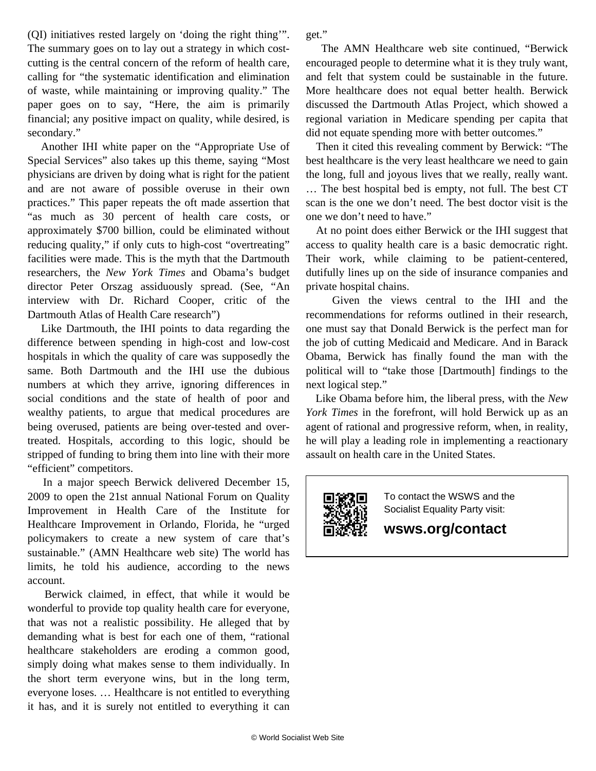(QI) initiatives rested largely on 'doing the right thing'". The summary goes on to lay out a strategy in which cost-cutting is the central concern of the reform of health care, calling for "the systematic identification and elimination of waste, while maintaining or improving quality." The paper goes on to say, "Here, the aim is primarily financial; any positive impact on quality, while desired, is secondary."

Another IHI white paper on the "Appropriate Use of Special Services" also takes up this theme, saying "Most physicians are driven by doing what is right for the patient and are not aware of possible overuse in their own practices." This paper repeats the oft made assertion that "as much as 30 percent of health care costs, or approximately $700 billion, could be eliminated without reducing quality," if only cuts to high-cost "overtreating" facilities were made. This is the myth that the Dartmouth researchers, the *New York Times* and Obama's budget director Peter Orszag assiduously spread. (See, "An interview with Dr. Richard Cooper, critic of the Dartmouth Atlas of Health Care research")

Like Dartmouth, the IHI points to data regarding the difference between spending in high-cost and low-cost hospitals in which the quality of care was supposedly the same. Both Dartmouth and the IHI use the dubious numbers at which they arrive, ignoring differences in social conditions and the state of health of poor and wealthy patients, to argue that medical procedures are being overused, patients are being over-tested and over-treated. Hospitals, according to this logic, should be stripped of funding to bring them into line with their more "efficient" competitors.

In a major speech Berwick delivered December 15, 2009 to open the 21st annual National Forum on Quality Improvement in Health Care of the Institute for Healthcare Improvement in Orlando, Florida, he "urged policymakers to create a new system of care that's sustainable." (AMN Healthcare web site) The world has limits, he told his audience, according to the news account.

Berwick claimed, in effect, that while it would be wonderful to provide top quality health care for everyone, that was not a realistic possibility. He alleged that by demanding what is best for each one of them, "rational healthcare stakeholders are eroding a common good, simply doing what makes sense to them individually. In the short term everyone wins, but in the long term, everyone loses. … Healthcare is not entitled to everything it has, and it is surely not entitled to everything it can get."

The AMN Healthcare web site continued, "Berwick encouraged people to determine what it is they truly want, and felt that system could be sustainable in the future. More healthcare does not equal better health. Berwick discussed the Dartmouth Atlas Project, which showed a regional variation in Medicare spending per capita that did not equate spending more with better outcomes."

Then it cited this revealing comment by Berwick: "The best healthcare is the very least healthcare we need to gain the long, full and joyous lives that we really, really want. … The best hospital bed is empty, not full. The best CT scan is the one we don't need. The best doctor visit is the one we don't need to have."

At no point does either Berwick or the IHI suggest that access to quality health care is a basic democratic right. Their work, while claiming to be patient-centered, dutifully lines up on the side of insurance companies and private hospital chains.

Given the views central to the IHI and the recommendations for reforms outlined in their research, one must say that Donald Berwick is the perfect man for the job of cutting Medicaid and Medicare. And in Barack Obama, Berwick has finally found the man with the political will to "take those [Dartmouth] findings to the next logical step."

Like Obama before him, the liberal press, with the *New York Times* in the forefront, will hold Berwick up as an agent of rational and progressive reform, when, in reality, he will play a leading role in implementing a reactionary assault on health care in the United States.

To contact the WSWS and the Socialist Equality Party visit:

**wsws.org/contact**